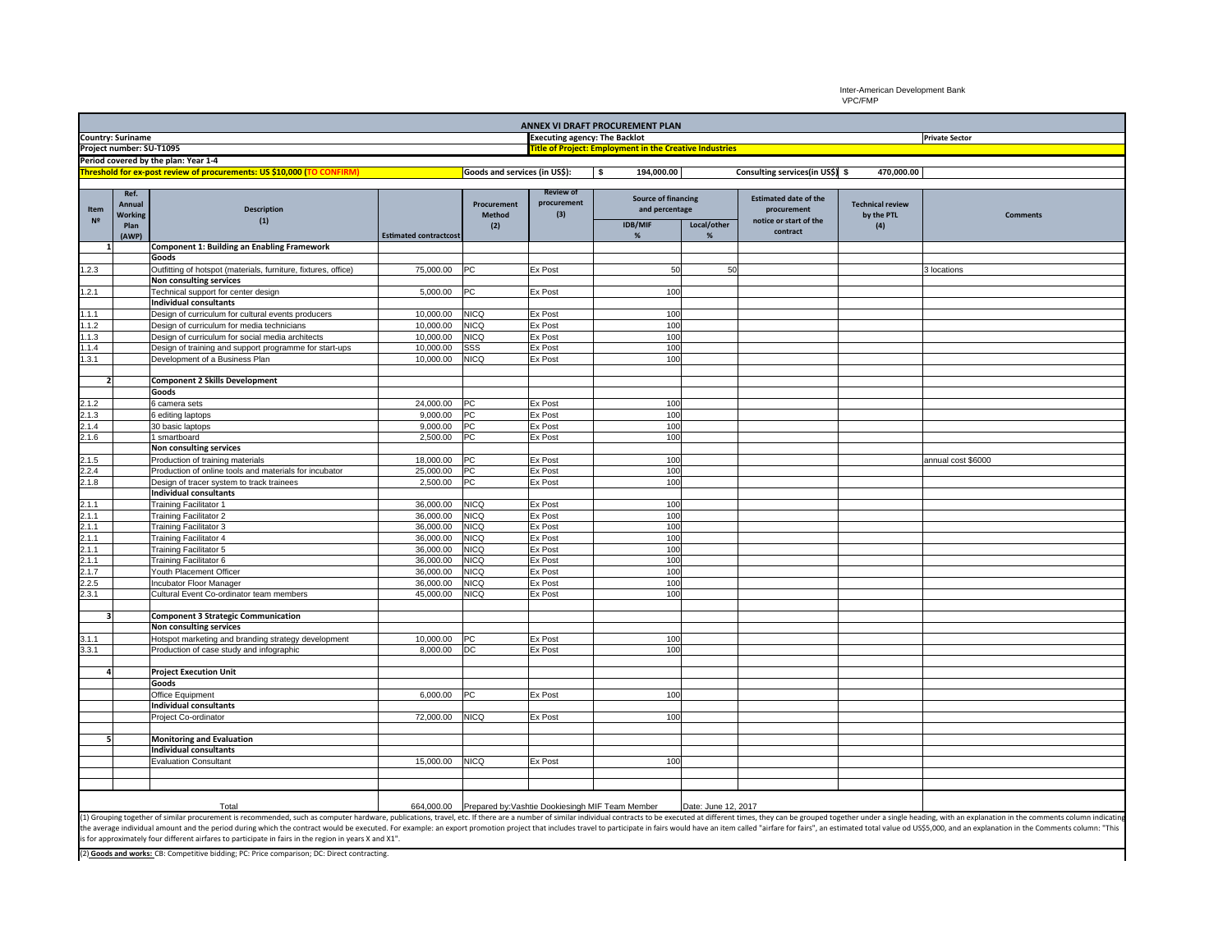Inter-American Development Bank
VPC/FMP

# ANNEX VI DRAFT PROCUREMENT PLAN

**Country: Suriname** | **Executing agency: The Backlot** | **Private Sector**

**Project number: SU-T1095** | **Title of Project: Employment in the Creative Industries**

**Period covered by the plan: Year 1-4**

**Threshold for ex-post review of procurements: US $10,000 (TO CONFIRM)** | **Goods and services (in US$):** $ 194,000.00 | **Consulting services(in US$)** $ 470,000.00

| Item Nº | Ref. Annual Working Plan (AWP) | Description (1) | Estimated contractcost | Procurement Method (2) | Review of procurement (3) | Source of financing and percentage | | Estimated date of the procurement notice or start of the contract | Technical review by the PTL (4) | Comments |
|---|---|---|---|---|---|---|---|---|---|---|
| | | | | | | IDB/MIF % | Local/other % | | | |
| 1 | | **Component 1: Building an Enabling Framework** | | | | | | | | |
| | | **Goods** | | | | | | | | |
| 1.2.3 | | Outfitting of hotspot (materials, furniture, fixtures, office) | 75,000.00 | PC | Ex Post | 50 | 50 | | | 3 locations |
| | | **Non consulting services** | | | | | | | | |
| 1.2.1 | | Technical support for center design | 5,000.00 | PC | Ex Post | 100 | | | | |
| | | **Individual consultants** | | | | | | | | |
| 1.1.1 | | Design of curriculum for cultural events producers | 10,000.00 | NICQ | Ex Post | 100 | | | | |
| 1.1.2 | | Design of curriculum for media technicians | 10,000.00 | NICQ | Ex Post | 100 | | | | |
| 1.1.3 | | Design of curriculum for social media architects | 10,000.00 | NICQ | Ex Post | 100 | | | | |
| 1.1.4 | | Design of training and support programme for start-ups | 10,000.00 | SSS | Ex Post | 100 | | | | |
| 1.3.1 | | Development of a Business Plan | 10,000.00 | NICQ | Ex Post | 100 | | | | |
| 2 | | **Component 2 Skills Development** | | | | | | | | |
| | | **Goods** | | | | | | | | |
| 2.1.2 | | 6 camera sets | 24,000.00 | PC | Ex Post | 100 | | | | |
| 2.1.3 | | 6 editing laptops | 9,000.00 | PC | Ex Post | 100 | | | | |
| 2.1.4 | | 30 basic laptops | 9,000.00 | PC | Ex Post | 100 | | | | |
| 2.1.6 | | 1 smartboard | 2,500.00 | PC | Ex Post | 100 | | | | |
| | | **Non consulting services** | | | | | | | | |
| 2.1.5 | | Production of training materials | 18,000.00 | PC | Ex Post | 100 | | | | annual cost $6000 |
| 2.2.4 | | Production of online tools and materials for incubator | 25,000.00 | PC | Ex Post | 100 | | | | |
| 2.1.8 | | Design of tracer system to track trainees | 2,500.00 | PC | Ex Post | 100 | | | | |
| | | **Individual consultants** | | | | | | | | |
| 2.1.1 | | Training Facilitator 1 | 36,000.00 | NICQ | Ex Post | 100 | | | | |
| 2.1.1 | | Training Facilitator 2 | 36,000.00 | NICQ | Ex Post | 100 | | | | |
| 2.1.1 | | Training Facilitator 3 | 36,000.00 | NICQ | Ex Post | 100 | | | | |
| 2.1.1 | | Training Facilitator 4 | 36,000.00 | NICQ | Ex Post | 100 | | | | |
| 2.1.1 | | Training Facilitator 5 | 36,000.00 | NICQ | Ex Post | 100 | | | | |
| 2.1.1 | | Training Facilitator 6 | 36,000.00 | NICQ | Ex Post | 100 | | | | |
| 2.1.7 | | Youth Placement Officer | 36,000.00 | NICQ | Ex Post | 100 | | | | |
| 2.2.5 | | Incubator Floor Manager | 36,000.00 | NICQ | Ex Post | 100 | | | | |
| 2.3.1 | | Cultural Event Co-ordinator team members | 45,000.00 | NICQ | Ex Post | 100 | | | | |
| 3 | | **Component 3 Strategic Communication** | | | | | | | | |
| | | **Non consulting services** | | | | | | | | |
| 3.1.1 | | Hotspot marketing and branding strategy development | 10,000.00 | PC | Ex Post | 100 | | | | |
| 3.3.1 | | Production of case study and infographic | 8,000.00 | DC | Ex Post | 100 | | | | |
| 4 | | **Project Execution Unit** | | | | | | | | |
| | | **Goods** | | | | | | | | |
| | | Office Equipment | 6,000.00 | PC | Ex Post | 100 | | | | |
| | | **Individual consultants** | | | | | | | | |
| | | Project Co-ordinator | 72,000.00 | NICQ | Ex Post | 100 | | | | |
| 5 | | **Monitoring and Evaluation** | | | | | | | | |
| | | **Individual consultants** | | | | | | | | |
| | | Evaluation Consultant | 15,000.00 | NICQ | Ex Post | 100 | | | | |
| | | Total | 664,000.00 | Prepared by:Vashtie Dookiesingh MIF Team Member | | | Date: June 12, 2017 | | | |

(1) Grouping together of similar procurement is recommended, such as computer hardware, publications, travel, etc. If there are a number of similar individual contracts to be executed at different times, they can be grouped together under a single heading, with an explanation in the comments column indicating the average individual amount and the period during which the contract would be executed. For example: an export promotion project that includes travel to participate in fairs would have an item called "airfare for fairs", an estimated total value od US$5,000, and an explanation in the Comments column: "This is for approximately four different airfares to participate in fairs in the region in years X and X1".

(2) **Goods and works:** CB: Competitive bidding; PC: Price comparison; DC: Direct contracting.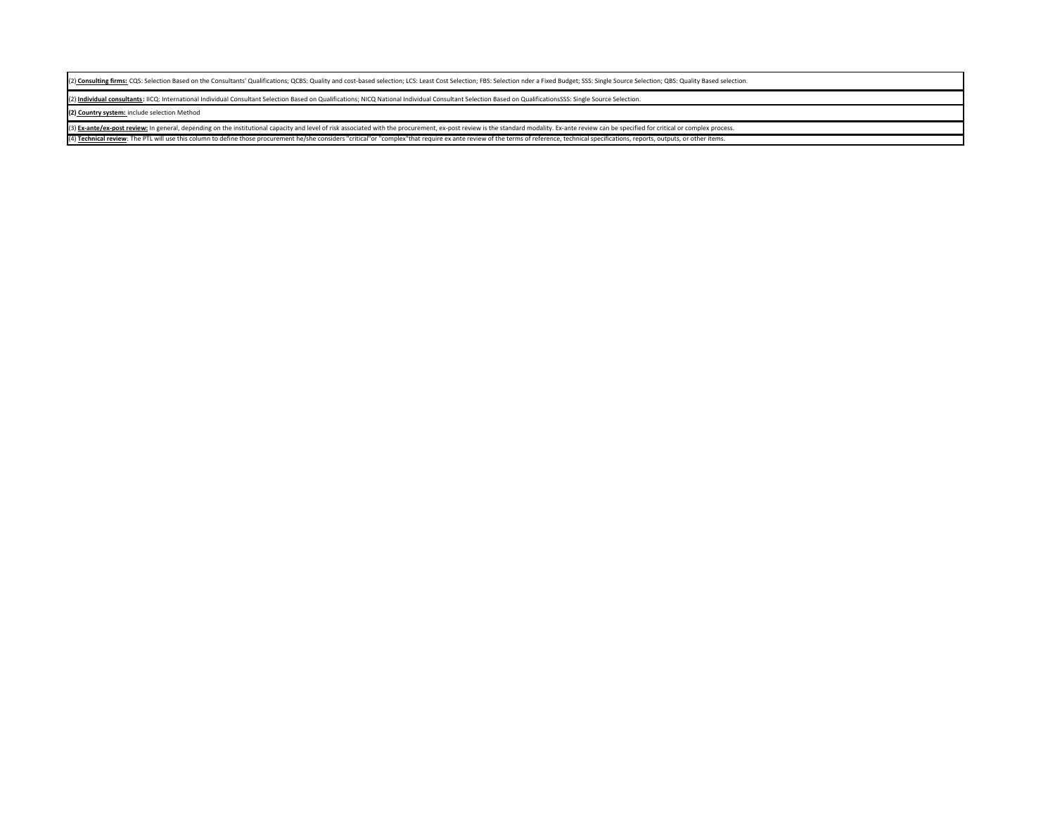(2) **Consulting firms:** CQS: Selection Based on the Consultants' Qualifications; QCBS: Quality and cost-based selection; LCS: Least Cost Selection; FBS: Selection nder a Fixed Budget; SSS: Single Source Selection; QBS: Quality Based selection.

(2) **Individual consultants:** IICQ: International Individual Consultant Selection Based on Qualifications; NICQ National Individual Consultant Selection Based on QualificationsSSS: Single Source Selection.

**(2) Country system:** include selection Method

(3) **Ex-ante/ex-post review:** In general, depending on the institutional capacity and level of risk associated with the procurement, ex-post review is the standard modality. Ex-ante review can be specified for critical or complex process.

(4) **Technical review**: The PTL will use this column to define those procurement he/she considers "critical"or "complex"that require ex ante review of the terms of reference, technical specifications, reports, outputs, or other items.